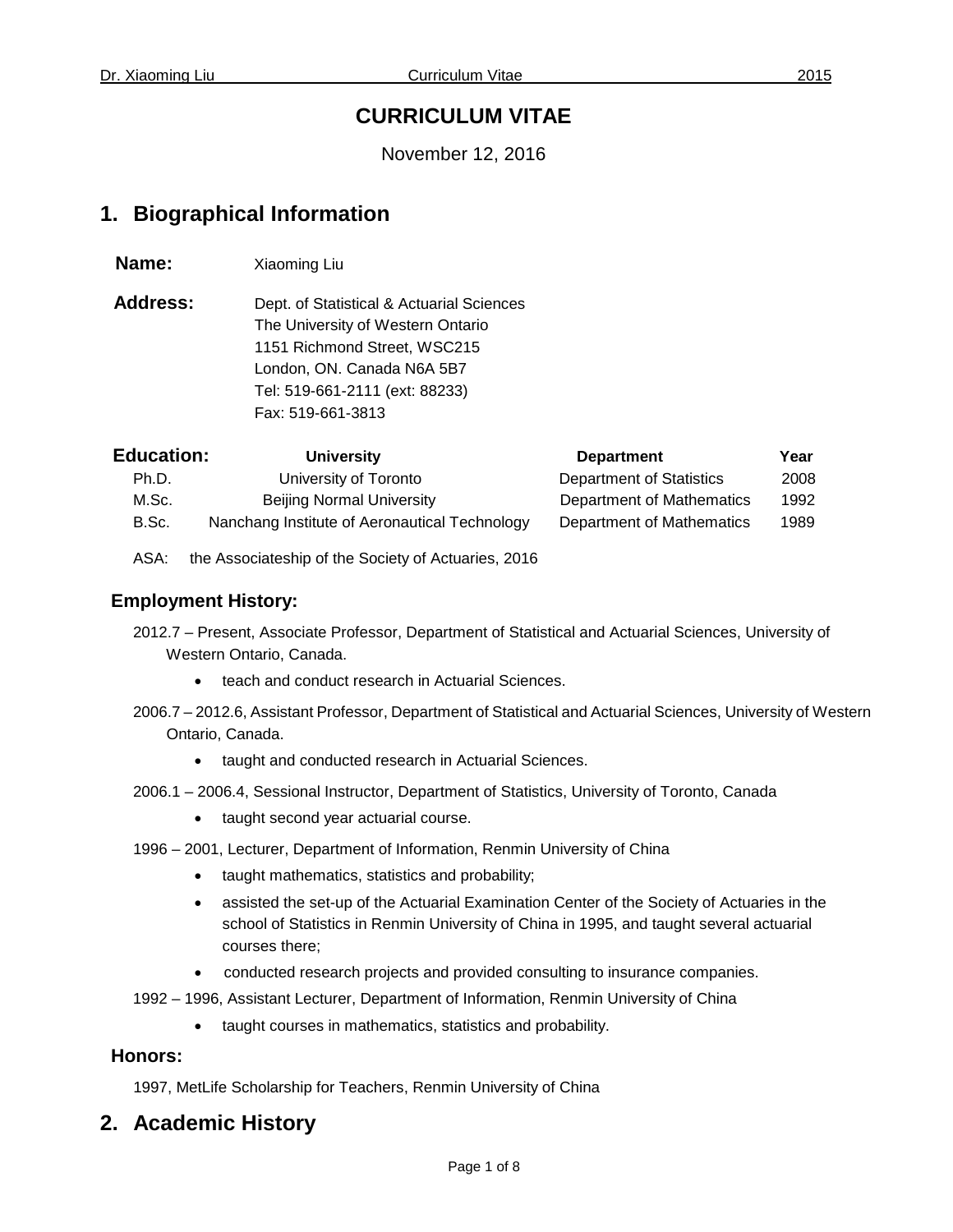# CURRICULUM VITAE

November 12, 2016

## 1. Biographical Information

**Name:** Xiaoming Liu

**Address:** Dept. of Statistical & Actuarial Sciences
The University of Western Ontario
1151 Richmond Street, WSC215
London, ON. Canada N6A 5B7
Tel: 519-661-2111 (ext: 88233)
Fax: 519-661-3813

**Education:**

| | University | Department | Year |
|---|---|---|---|
| Ph.D. | University of Toronto | Department of Statistics | 2008 |
| M.Sc. | Beijing Normal University | Department of Mathematics | 1992 |
| B.Sc. | Nanchang Institute of Aeronautical Technology | Department of Mathematics | 1989 |

ASA: the Associateship of the Society of Actuaries, 2016

### Employment History:

2012.7 – Present, Associate Professor, Department of Statistical and Actuarial Sciences, University of Western Ontario, Canada.

- teach and conduct research in Actuarial Sciences.

2006.7 – 2012.6, Assistant Professor, Department of Statistical and Actuarial Sciences, University of Western Ontario, Canada.

- taught and conducted research in Actuarial Sciences.

2006.1 – 2006.4, Sessional Instructor, Department of Statistics, University of Toronto, Canada

- taught second year actuarial course.

1996 – 2001, Lecturer, Department of Information, Renmin University of China

- taught mathematics, statistics and probability;
- assisted the set-up of the Actuarial Examination Center of the Society of Actuaries in the school of Statistics in Renmin University of China in 1995, and taught several actuarial courses there;
- conducted research projects and provided consulting to insurance companies.

1992 – 1996, Assistant Lecturer, Department of Information, Renmin University of China

- taught courses in mathematics, statistics and probability.

### Honors:

1997, MetLife Scholarship for Teachers, Renmin University of China

## 2. Academic History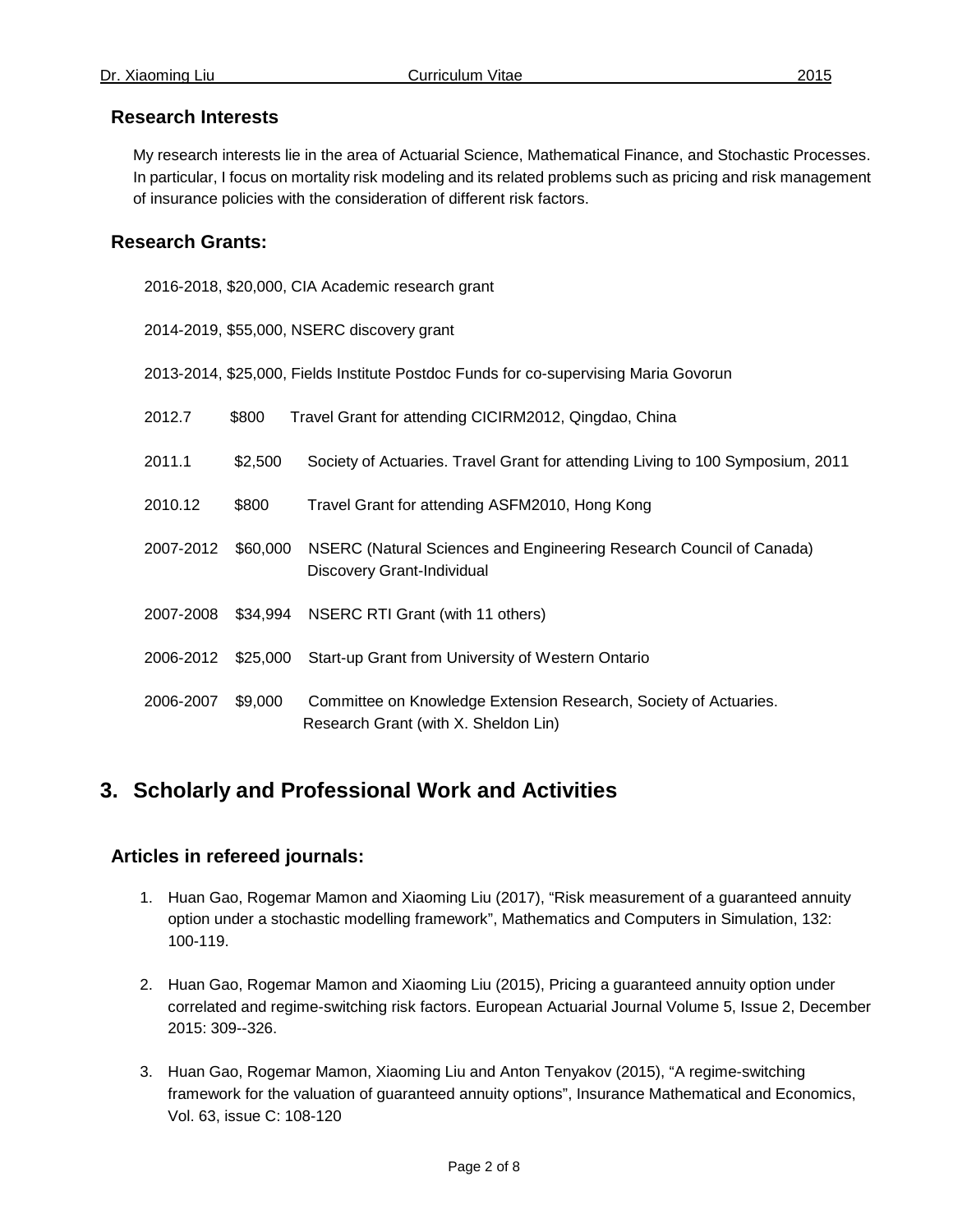### Research Interests

My research interests lie in the area of Actuarial Science, Mathematical Finance, and Stochastic Processes. In particular, I focus on mortality risk modeling and its related problems such as pricing and risk management of insurance policies with the consideration of different risk factors.

### Research Grants:

2016-2018, $20,000, CIA Academic research grant

2014-2019, $55,000, NSERC discovery grant

2013-2014, $25,000, Fields Institute Postdoc Funds for co-supervising Maria Govorun

| | | |
|---|---|---|
| 2012.7 | $800 | Travel Grant for attending CICIRM2012, Qingdao, China |
| 2011.1 | $2,500 | Society of Actuaries. Travel Grant for attending Living to 100 Symposium, 2011 |
| 2010.12 | $800 | Travel Grant for attending ASFM2010, Hong Kong |
| 2007-2012 | $60,000 | NSERC (Natural Sciences and Engineering Research Council of Canada) Discovery Grant-Individual |
| 2007-2008 | $34,994 | NSERC RTI Grant (with 11 others) |
| 2006-2012 | $25,000 | Start-up Grant from University of Western Ontario |
| 2006-2007 | $9,000 | Committee on Knowledge Extension Research, Society of Actuaries. Research Grant (with X. Sheldon Lin) |

## 3. Scholarly and Professional Work and Activities

### Articles in refereed journals:

1. Huan Gao, Rogemar Mamon and Xiaoming Liu (2017), “Risk measurement of a guaranteed annuity option under a stochastic modelling framework”, Mathematics and Computers in Simulation, 132: 100-119.

2. Huan Gao, Rogemar Mamon and Xiaoming Liu (2015), Pricing a guaranteed annuity option under correlated and regime-switching risk factors. European Actuarial Journal Volume 5, Issue 2, December 2015: 309--326.

3. Huan Gao, Rogemar Mamon, Xiaoming Liu and Anton Tenyakov (2015), “A regime-switching framework for the valuation of guaranteed annuity options”, Insurance Mathematical and Economics, Vol. 63, issue C: 108-120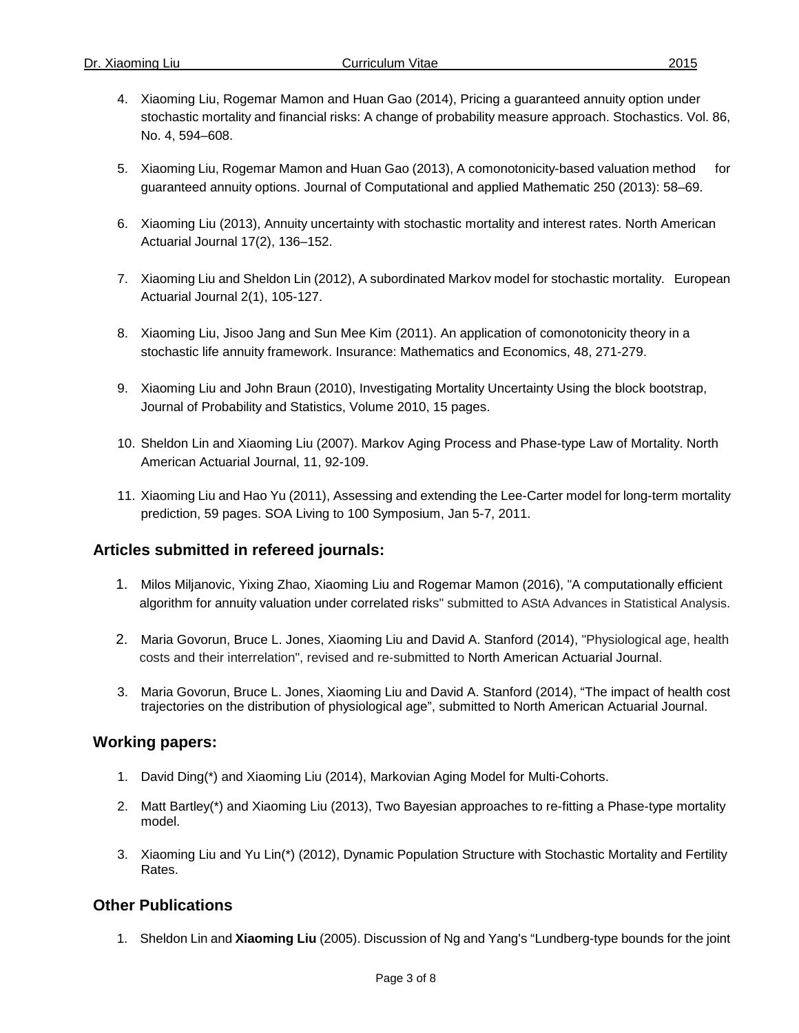4. Xiaoming Liu, Rogemar Mamon and Huan Gao (2014), Pricing a guaranteed annuity option under stochastic mortality and financial risks: A change of probability measure approach. Stochastics. Vol. 86, No. 4, 594–608.

5. Xiaoming Liu, Rogemar Mamon and Huan Gao (2013), A comonotonicity-based valuation method for guaranteed annuity options. Journal of Computational and applied Mathematic 250 (2013): 58–69.

6. Xiaoming Liu (2013), Annuity uncertainty with stochastic mortality and interest rates. North American Actuarial Journal 17(2), 136–152.

7. Xiaoming Liu and Sheldon Lin (2012), A subordinated Markov model for stochastic mortality. European Actuarial Journal 2(1), 105-127.

8. Xiaoming Liu, Jisoo Jang and Sun Mee Kim (2011). An application of comonotonicity theory in a stochastic life annuity framework. Insurance: Mathematics and Economics, 48, 271-279.

9. Xiaoming Liu and John Braun (2010), Investigating Mortality Uncertainty Using the block bootstrap, Journal of Probability and Statistics, Volume 2010, 15 pages.

10. Sheldon Lin and Xiaoming Liu (2007). Markov Aging Process and Phase-type Law of Mortality. North American Actuarial Journal, 11, 92-109.

11. Xiaoming Liu and Hao Yu (2011), Assessing and extending the Lee-Carter model for long-term mortality prediction, 59 pages. SOA Living to 100 Symposium, Jan 5-7, 2011.

## Articles submitted in refereed journals:

1. Milos Miljanovic, Yixing Zhao, Xiaoming Liu and Rogemar Mamon (2016), "A computationally efficient algorithm for annuity valuation under correlated risks" submitted to AStA Advances in Statistical Analysis.

2. Maria Govorun, Bruce L. Jones, Xiaoming Liu and David A. Stanford (2014), "Physiological age, health costs and their interrelation", revised and re-submitted to North American Actuarial Journal.

3. Maria Govorun, Bruce L. Jones, Xiaoming Liu and David A. Stanford (2014), "The impact of health cost trajectories on the distribution of physiological age", submitted to North American Actuarial Journal.

## Working papers:

1. David Ding(*) and Xiaoming Liu (2014), Markovian Aging Model for Multi-Cohorts.

2. Matt Bartley(*) and Xiaoming Liu (2013), Two Bayesian approaches to re-fitting a Phase-type mortality model.

3. Xiaoming Liu and Yu Lin(*) (2012), Dynamic Population Structure with Stochastic Mortality and Fertility Rates.

## Other Publications

1. Sheldon Lin and **Xiaoming Liu** (2005). Discussion of Ng and Yang's "Lundberg-type bounds for the joint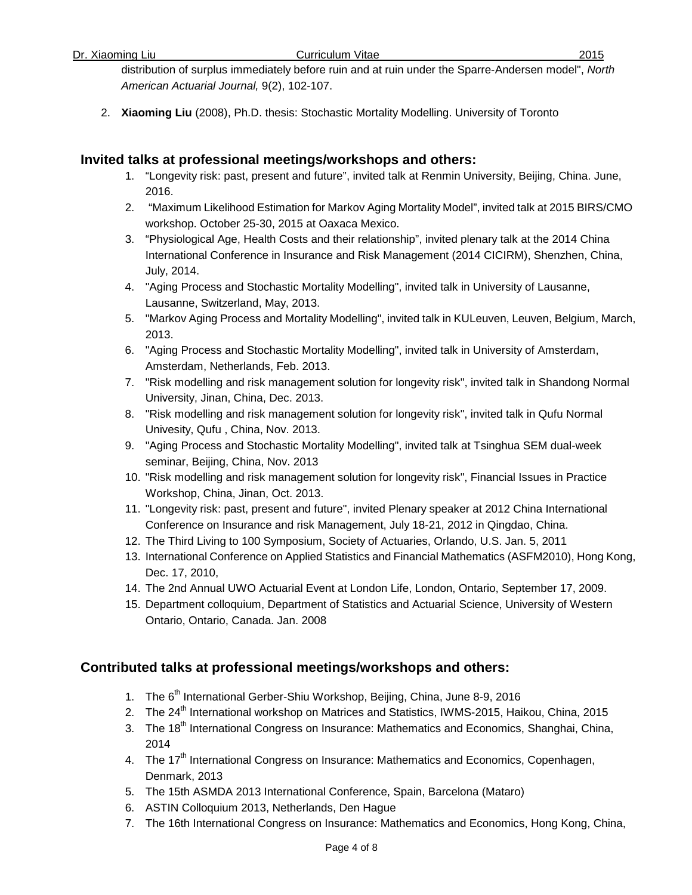distribution of surplus immediately before ruin and at ruin under the Sparre-Andersen model", *North American Actuarial Journal,* 9(2), 102-107.

2. **Xiaoming Liu** (2008), Ph.D. thesis: Stochastic Mortality Modelling. University of Toronto

## Invited talks at professional meetings/workshops and others:

1. "Longevity risk: past, present and future", invited talk at Renmin University, Beijing, China. June, 2016.
2. "Maximum Likelihood Estimation for Markov Aging Mortality Model", invited talk at 2015 BIRS/CMO workshop. October 25-30, 2015 at Oaxaca Mexico.
3. "Physiological Age, Health Costs and their relationship", invited plenary talk at the 2014 China International Conference in Insurance and Risk Management (2014 CICIRM), Shenzhen, China, July, 2014.
4. "Aging Process and Stochastic Mortality Modelling", invited talk in University of Lausanne, Lausanne, Switzerland, May, 2013.
5. "Markov Aging Process and Mortality Modelling", invited talk in KULeuven, Leuven, Belgium, March, 2013.
6. "Aging Process and Stochastic Mortality Modelling", invited talk in University of Amsterdam, Amsterdam, Netherlands, Feb. 2013.
7. "Risk modelling and risk management solution for longevity risk", invited talk in Shandong Normal University, Jinan, China, Dec. 2013.
8. "Risk modelling and risk management solution for longevity risk", invited talk in Qufu Normal Univesity, Qufu , China, Nov. 2013.
9. "Aging Process and Stochastic Mortality Modelling", invited talk at Tsinghua SEM dual-week seminar, Beijing, China, Nov. 2013
10. "Risk modelling and risk management solution for longevity risk", Financial Issues in Practice Workshop, China, Jinan, Oct. 2013.
11. "Longevity risk: past, present and future", invited Plenary speaker at 2012 China International Conference on Insurance and risk Management, July 18-21, 2012 in Qingdao, China.
12. The Third Living to 100 Symposium, Society of Actuaries, Orlando, U.S. Jan. 5, 2011
13. International Conference on Applied Statistics and Financial Mathematics (ASFM2010), Hong Kong, Dec. 17, 2010,
14. The 2nd Annual UWO Actuarial Event at London Life, London, Ontario, September 17, 2009.
15. Department colloquium, Department of Statistics and Actuarial Science, University of Western Ontario, Ontario, Canada. Jan. 2008

## Contributed talks at professional meetings/workshops and others:

1. The 6th International Gerber-Shiu Workshop, Beijing, China, June 8-9, 2016
2. The 24th International workshop on Matrices and Statistics, IWMS-2015, Haikou, China, 2015
3. The 18th International Congress on Insurance: Mathematics and Economics, Shanghai, China, 2014
4. The 17th International Congress on Insurance: Mathematics and Economics, Copenhagen, Denmark, 2013
5. The 15th ASMDA 2013 International Conference, Spain, Barcelona (Mataro)
6. ASTIN Colloquium 2013, Netherlands, Den Hague
7. The 16th International Congress on Insurance: Mathematics and Economics, Hong Kong, China,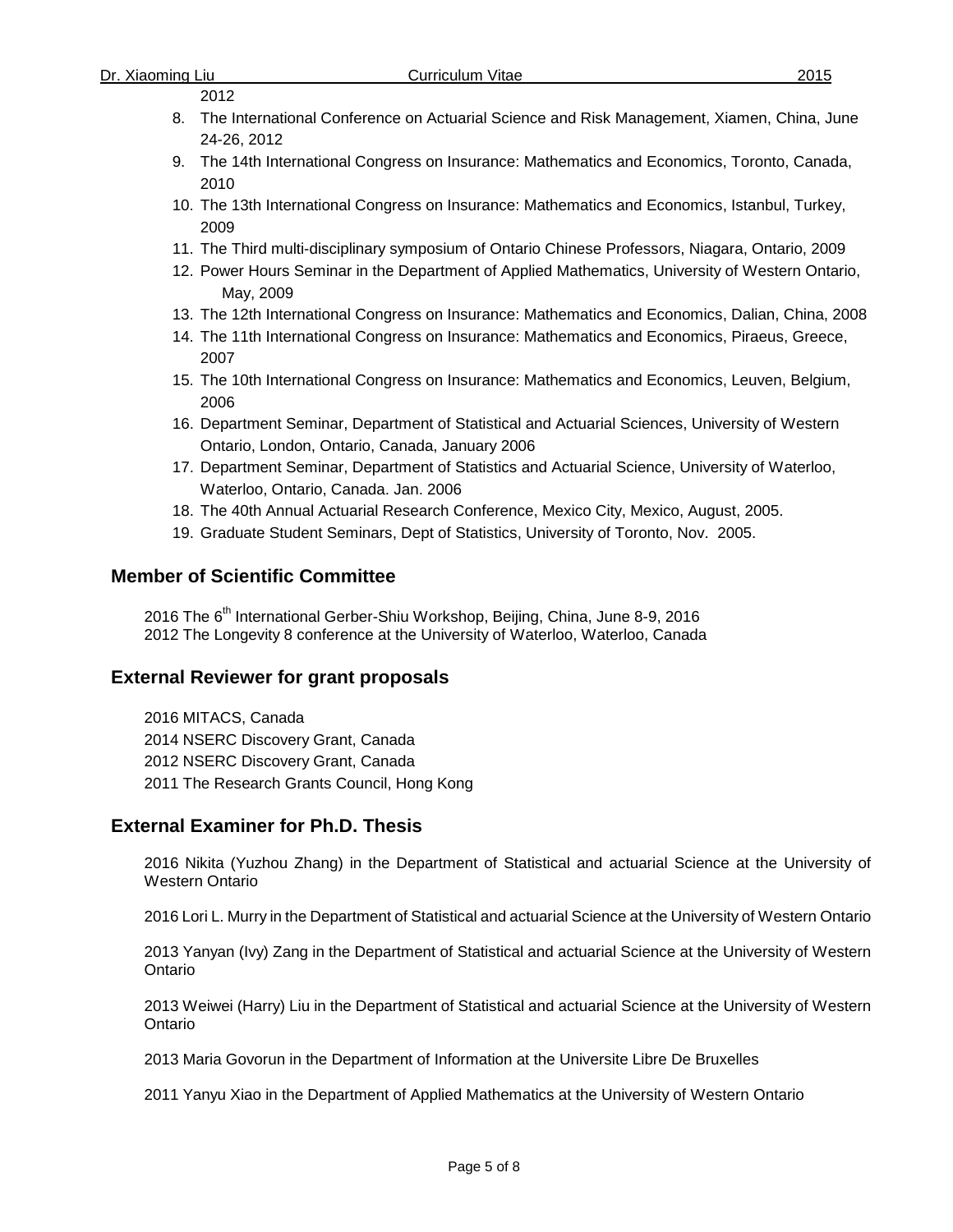2012

8. The International Conference on Actuarial Science and Risk Management, Xiamen, China, June 24-26, 2012
9. The 14th International Congress on Insurance: Mathematics and Economics, Toronto, Canada, 2010
10. The 13th International Congress on Insurance: Mathematics and Economics, Istanbul, Turkey, 2009
11. The Third multi-disciplinary symposium of Ontario Chinese Professors, Niagara, Ontario, 2009
12. Power Hours Seminar in the Department of Applied Mathematics, University of Western Ontario, May, 2009
13. The 12th International Congress on Insurance: Mathematics and Economics, Dalian, China, 2008
14. The 11th International Congress on Insurance: Mathematics and Economics, Piraeus, Greece, 2007
15. The 10th International Congress on Insurance: Mathematics and Economics, Leuven, Belgium, 2006
16. Department Seminar, Department of Statistical and Actuarial Sciences, University of Western Ontario, London, Ontario, Canada, January 2006
17. Department Seminar, Department of Statistics and Actuarial Science, University of Waterloo, Waterloo, Ontario, Canada. Jan. 2006
18. The 40th Annual Actuarial Research Conference, Mexico City, Mexico, August, 2005.
19. Graduate Student Seminars, Dept of Statistics, University of Toronto, Nov. 2005.

## Member of Scientific Committee

2016 The 6th International Gerber-Shiu Workshop, Beijing, China, June 8-9, 2016
2012 The Longevity 8 conference at the University of Waterloo, Waterloo, Canada

## External Reviewer for grant proposals

2016 MITACS, Canada
2014 NSERC Discovery Grant, Canada
2012 NSERC Discovery Grant, Canada
2011 The Research Grants Council, Hong Kong

## External Examiner for Ph.D. Thesis

2016 Nikita (Yuzhou Zhang) in the Department of Statistical and actuarial Science at the University of Western Ontario

2016 Lori L. Murry in the Department of Statistical and actuarial Science at the University of Western Ontario

2013 Yanyan (Ivy) Zang in the Department of Statistical and actuarial Science at the University of Western Ontario

2013 Weiwei (Harry) Liu in the Department of Statistical and actuarial Science at the University of Western Ontario

2013 Maria Govorun in the Department of Information at the Universite Libre De Bruxelles

2011 Yanyu Xiao in the Department of Applied Mathematics at the University of Western Ontario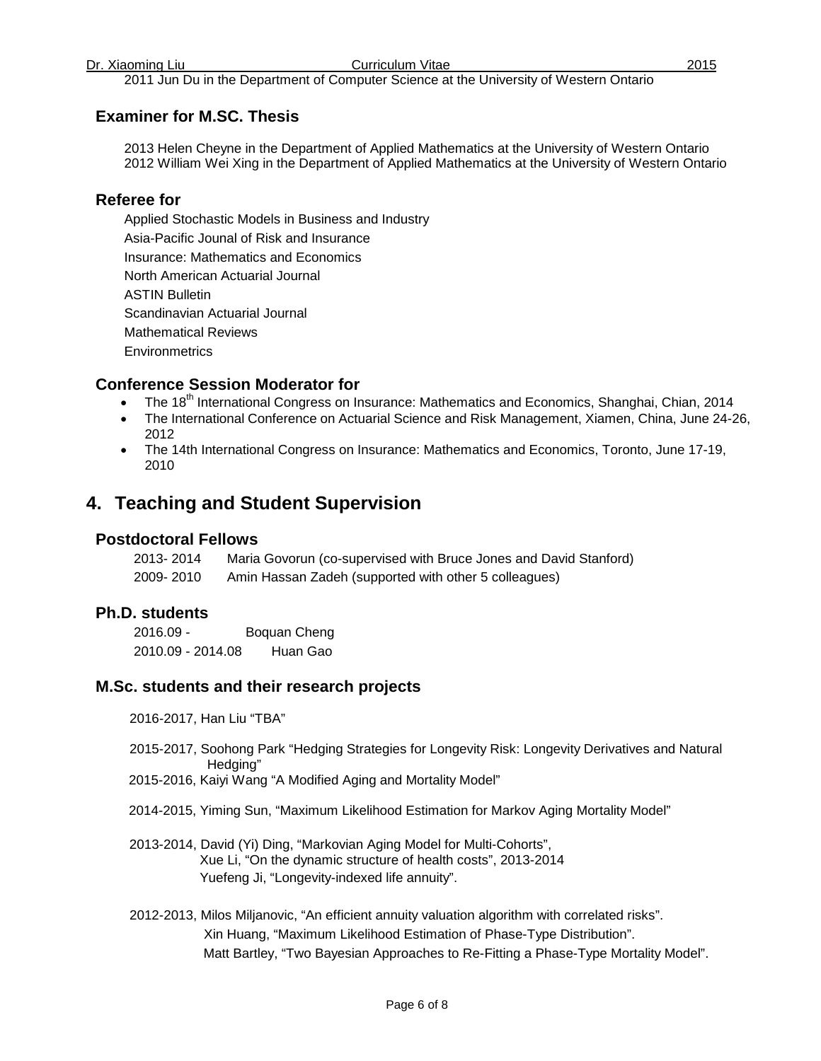2011 Jun Du in the Department of Computer Science at the University of Western Ontario

### Examiner for M.SC. Thesis

2013 Helen Cheyne in the Department of Applied Mathematics at the University of Western Ontario
2012 William Wei Xing in the Department of Applied Mathematics at the University of Western Ontario

### Referee for

Applied Stochastic Models in Business and Industry
Asia-Pacific Jounal of Risk and Insurance
Insurance: Mathematics and Economics
North American Actuarial Journal
ASTIN Bulletin
Scandinavian Actuarial Journal
Mathematical Reviews
Environmetrics

### Conference Session Moderator for

- The 18th International Congress on Insurance: Mathematics and Economics, Shanghai, Chian, 2014
- The International Conference on Actuarial Science and Risk Management, Xiamen, China, June 24-26, 2012
- The 14th International Congress on Insurance: Mathematics and Economics, Toronto, June 17-19, 2010

## 4. Teaching and Student Supervision

### Postdoctoral Fellows

2013- 2014 Maria Govorun (co-supervised with Bruce Jones and David Stanford)
2009- 2010 Amin Hassan Zadeh (supported with other 5 colleagues)

### Ph.D. students

2016.09 - Boquan Cheng
2010.09 - 2014.08 Huan Gao

### M.Sc. students and their research projects

2016-2017, Han Liu "TBA"

2015-2017, Soohong Park "Hedging Strategies for Longevity Risk: Longevity Derivatives and Natural Hedging"
2015-2016, Kaiyi Wang "A Modified Aging and Mortality Model"

2014-2015, Yiming Sun, "Maximum Likelihood Estimation for Markov Aging Mortality Model"

2013-2014, David (Yi) Ding, "Markovian Aging Model for Multi-Cohorts",
Xue Li, "On the dynamic structure of health costs", 2013-2014
Yuefeng Ji, "Longevity-indexed life annuity".

2012-2013, Milos Miljanovic, "An efficient annuity valuation algorithm with correlated risks".
Xin Huang, "Maximum Likelihood Estimation of Phase-Type Distribution".
Matt Bartley, "Two Bayesian Approaches to Re-Fitting a Phase-Type Mortality Model".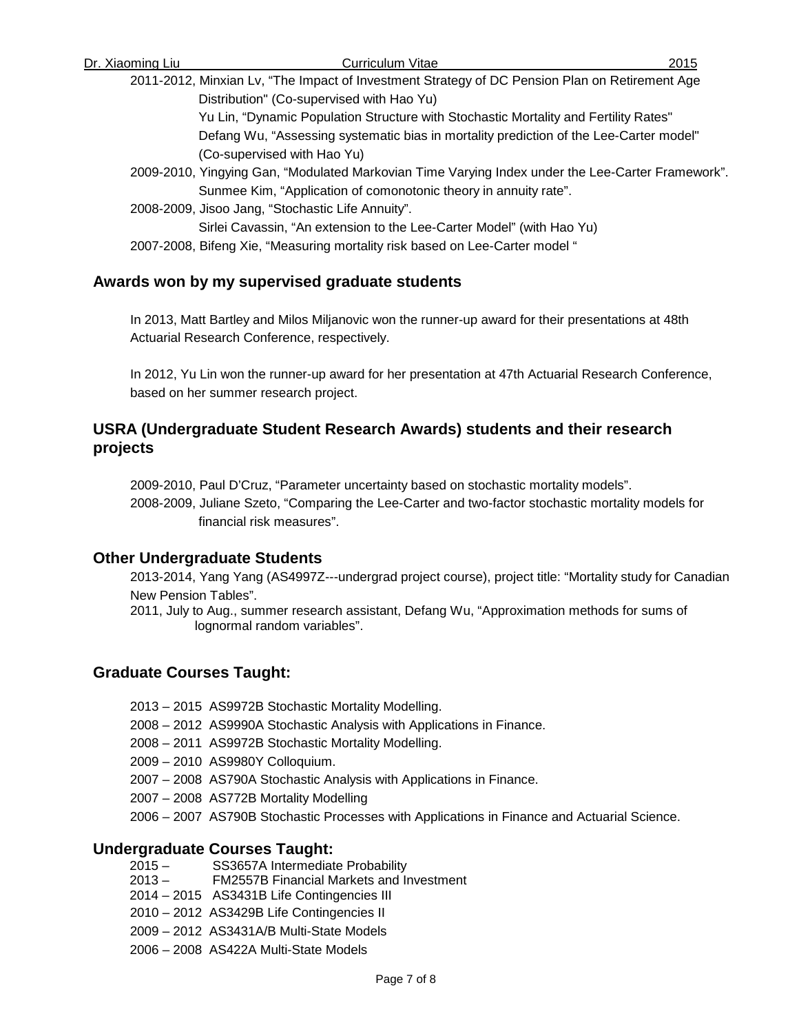2011-2012, Minxian Lv, "The Impact of Investment Strategy of DC Pension Plan on Retirement Age Distribution" (Co-supervised with Hao Yu)
Yu Lin, "Dynamic Population Structure with Stochastic Mortality and Fertility Rates"
Defang Wu, "Assessing systematic bias in mortality prediction of the Lee-Carter model" (Co-supervised with Hao Yu)

2009-2010, Yingying Gan, "Modulated Markovian Time Varying Index under the Lee-Carter Framework".
Sunmee Kim, "Application of comonotonic theory in annuity rate".

2008-2009, Jisoo Jang, "Stochastic Life Annuity".
Sirlei Cavassin, "An extension to the Lee-Carter Model" (with Hao Yu)

2007-2008, Bifeng Xie, "Measuring mortality risk based on Lee-Carter model "

## Awards won by my supervised graduate students

In 2013, Matt Bartley and Milos Miljanovic won the runner-up award for their presentations at 48th Actuarial Research Conference, respectively.

In 2012, Yu Lin won the runner-up award for her presentation at 47th Actuarial Research Conference, based on her summer research project.

## USRA (Undergraduate Student Research Awards) students and their research projects

2009-2010, Paul D'Cruz, "Parameter uncertainty based on stochastic mortality models".

2008-2009, Juliane Szeto, "Comparing the Lee-Carter and two-factor stochastic mortality models for financial risk measures".

## Other Undergraduate Students

2013-2014, Yang Yang (AS4997Z---undergrad project course), project title: "Mortality study for Canadian New Pension Tables".

2011, July to Aug., summer research assistant, Defang Wu, "Approximation methods for sums of lognormal random variables".

## Graduate Courses Taught:

2013 – 2015 AS9972B Stochastic Mortality Modelling.
2008 – 2012 AS9990A Stochastic Analysis with Applications in Finance.
2008 – 2011 AS9972B Stochastic Mortality Modelling.
2009 – 2010 AS9980Y Colloquium.
2007 – 2008 AS790A Stochastic Analysis with Applications in Finance.
2007 – 2008 AS772B Mortality Modelling
2006 – 2007 AS790B Stochastic Processes with Applications in Finance and Actuarial Science.

## Undergraduate Courses Taught:

2015 – SS3657A Intermediate Probability
2013 – FM2557B Financial Markets and Investment
2014 – 2015 AS3431B Life Contingencies III
2010 – 2012 AS3429B Life Contingencies II
2009 – 2012 AS3431A/B Multi-State Models
2006 – 2008 AS422A Multi-State Models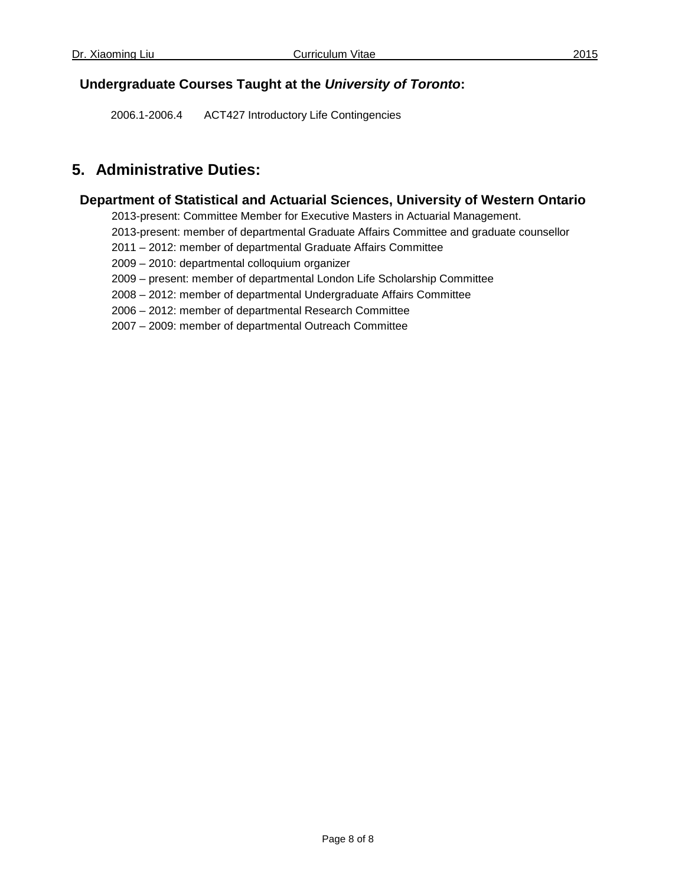### Undergraduate Courses Taught at the *University of Toronto*:

2006.1-2006.4 ACT427 Introductory Life Contingencies

## 5. Administrative Duties:

### Department of Statistical and Actuarial Sciences, University of Western Ontario

2013-present: Committee Member for Executive Masters in Actuarial Management.

2013-present: member of departmental Graduate Affairs Committee and graduate counsellor

2011 – 2012: member of departmental Graduate Affairs Committee

2009 – 2010: departmental colloquium organizer

2009 – present: member of departmental London Life Scholarship Committee

2008 – 2012: member of departmental Undergraduate Affairs Committee

2006 – 2012: member of departmental Research Committee

2007 – 2009: member of departmental Outreach Committee